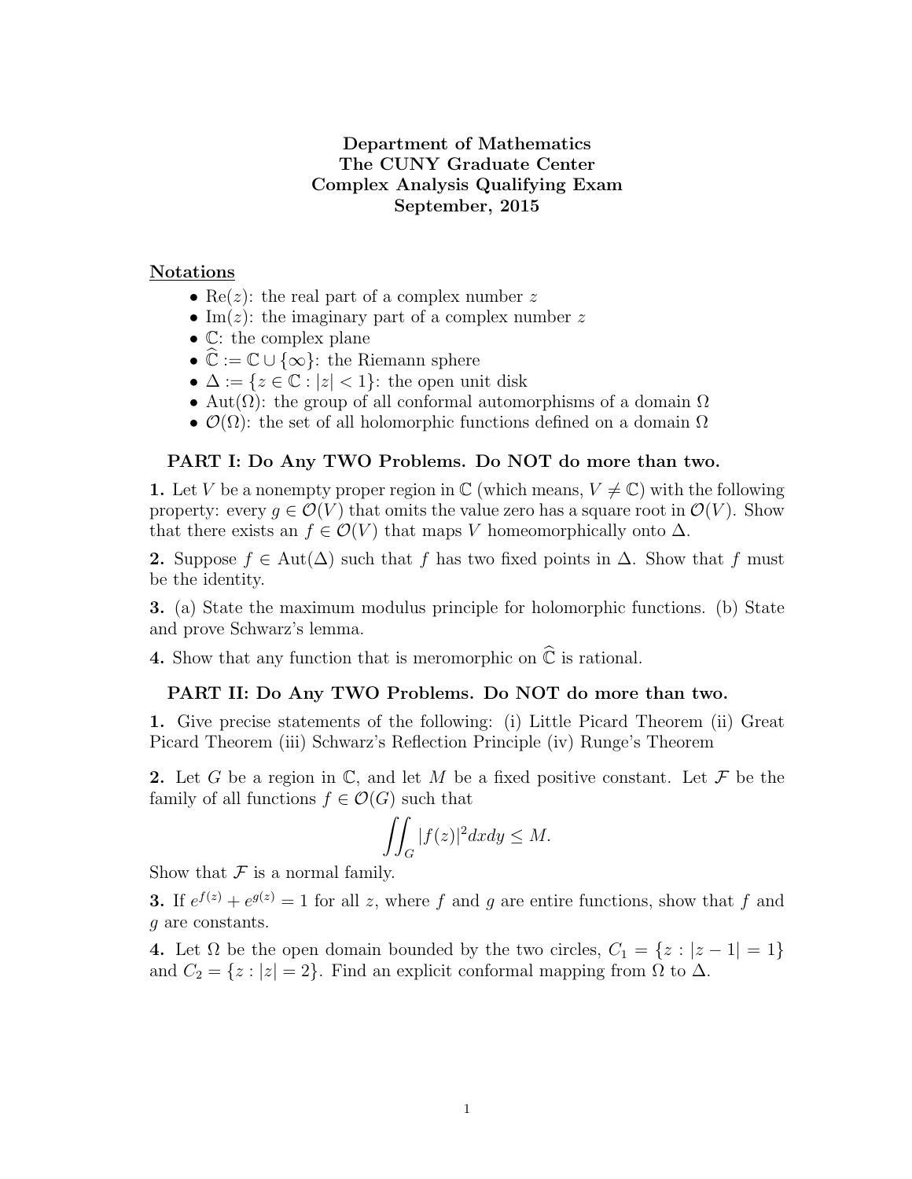**Department of Mathematics**
**The CUNY Graduate Center**
**Complex Analysis Qualifying Exam**
**September, 2015**

**Notations**

- $\text{Re}(z)$: the real part of a complex number $z$
- $\text{Im}(z)$: the imaginary part of a complex number $z$
- $\mathbb{C}$: the complex plane
- $\widehat{\mathbb{C}} := \mathbb{C} \cup \{\infty\}$: the Riemann sphere
- $\Delta := \{z \in \mathbb{C} : |z| < 1\}$: the open unit disk
- $\text{Aut}(\Omega)$: the group of all conformal automorphisms of a domain $\Omega$
- $\mathcal{O}(\Omega)$: the set of all holomorphic functions defined on a domain $\Omega$

### PART I: Do Any TWO Problems. Do NOT do more than two.

**1.** Let $V$ be a nonempty proper region in $\mathbb{C}$ (which means, $V \neq \mathbb{C}$) with the following property: every $g \in \mathcal{O}(V)$ that omits the value zero has a square root in $\mathcal{O}(V)$. Show that there exists an $f \in \mathcal{O}(V)$ that maps $V$ homeomorphically onto $\Delta$.

**2.** Suppose $f \in \text{Aut}(\Delta)$ such that $f$ has two fixed points in $\Delta$. Show that $f$ must be the identity.

**3.** (a) State the maximum modulus principle for holomorphic functions. (b) State and prove Schwarz's lemma.

**4.** Show that any function that is meromorphic on $\widehat{\mathbb{C}}$ is rational.

### PART II: Do Any TWO Problems. Do NOT do more than two.

**1.** Give precise statements of the following: (i) Little Picard Theorem (ii) Great Picard Theorem (iii) Schwarz's Reflection Principle (iv) Runge's Theorem

**2.** Let $G$ be a region in $\mathbb{C}$, and let $M$ be a fixed positive constant. Let $\mathcal{F}$ be the family of all functions $f \in \mathcal{O}(G)$ such that

$$\iint_G |f(z)|^2 dxdy \leq M.$$

Show that $\mathcal{F}$ is a normal family.

**3.** If $e^{f(z)} + e^{g(z)} = 1$ for all $z$, where $f$ and $g$ are entire functions, show that $f$ and $g$ are constants.

**4.** Let $\Omega$ be the open domain bounded by the two circles, $C_1 = \{z : |z - 1| = 1\}$ and $C_2 = \{z : |z| = 2\}$. Find an explicit conformal mapping from $\Omega$ to $\Delta$.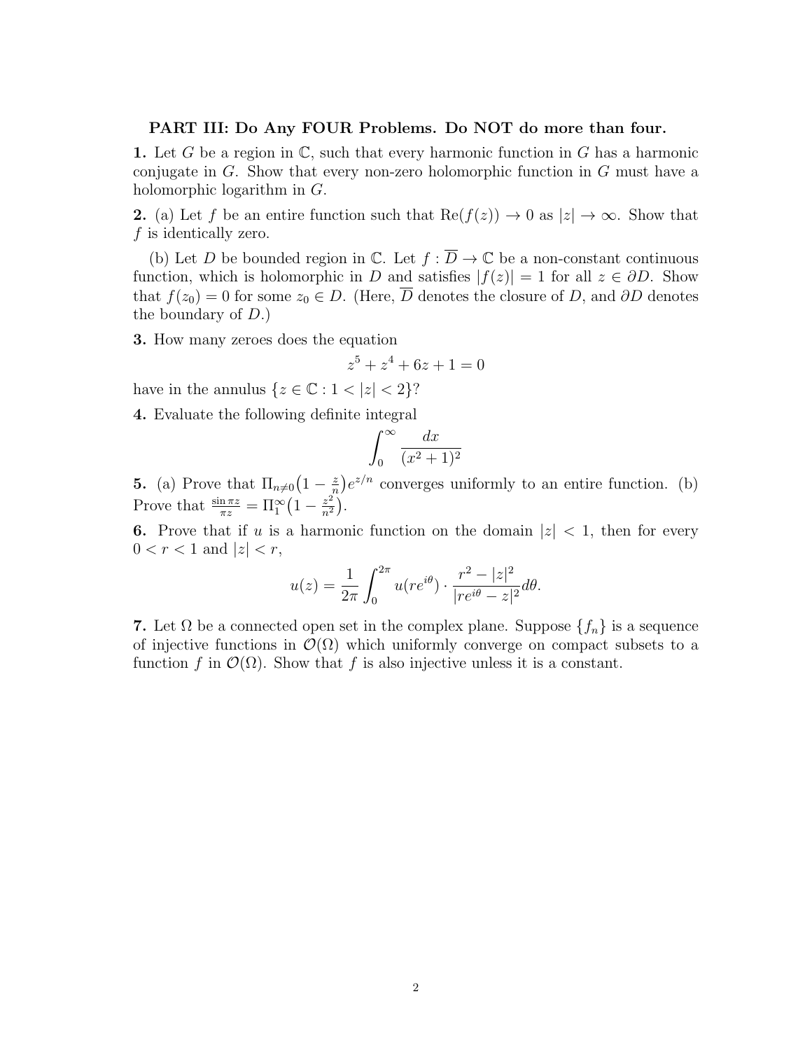**PART III: Do Any FOUR Problems. Do NOT do more than four.**

**1.** Let $G$ be a region in $\mathbb{C}$, such that every harmonic function in $G$ has a harmonic conjugate in $G$. Show that every non-zero holomorphic function in $G$ must have a holomorphic logarithm in $G$.

**2.** (a) Let $f$ be an entire function such that $\text{Re}(f(z)) \to 0$ as $|z| \to \infty$. Show that $f$ is identically zero.

(b) Let $D$ be bounded region in $\mathbb{C}$. Let $f : \overline{D} \to \mathbb{C}$ be a non-constant continuous function, which is holomorphic in $D$ and satisfies $|f(z)| = 1$ for all $z \in \partial D$. Show that $f(z_0) = 0$ for some $z_0 \in D$. (Here, $\overline{D}$ denotes the closure of $D$, and $\partial D$ denotes the boundary of $D$.)

**3.** How many zeroes does the equation

$$z^5 + z^4 + 6z + 1 = 0$$

have in the annulus $\{z \in \mathbb{C} : 1 < |z| < 2\}$?

**4.** Evaluate the following definite integral

$$\int_0^\infty \frac{dx}{(x^2+1)^2}$$

**5.** (a) Prove that $\Pi_{n \neq 0}\left(1 - \frac{z}{n}\right)e^{z/n}$ converges uniformly to an entire function. (b) Prove that $\frac{\sin \pi z}{\pi z} = \Pi_1^\infty\left(1 - \frac{z^2}{n^2}\right)$.

**6.** Prove that if $u$ is a harmonic function on the domain $|z| < 1$, then for every $0 < r < 1$ and $|z| < r$,

$$u(z) = \frac{1}{2\pi}\int_0^{2\pi} u(re^{i\theta}) \cdot \frac{r^2 - |z|^2}{|re^{i\theta} - z|^2} d\theta.$$

**7.** Let $\Omega$ be a connected open set in the complex plane. Suppose $\{f_n\}$ is a sequence of injective functions in $\mathcal{O}(\Omega)$ which uniformly converge on compact subsets to a function $f$ in $\mathcal{O}(\Omega)$. Show that $f$ is also injective unless it is a constant.